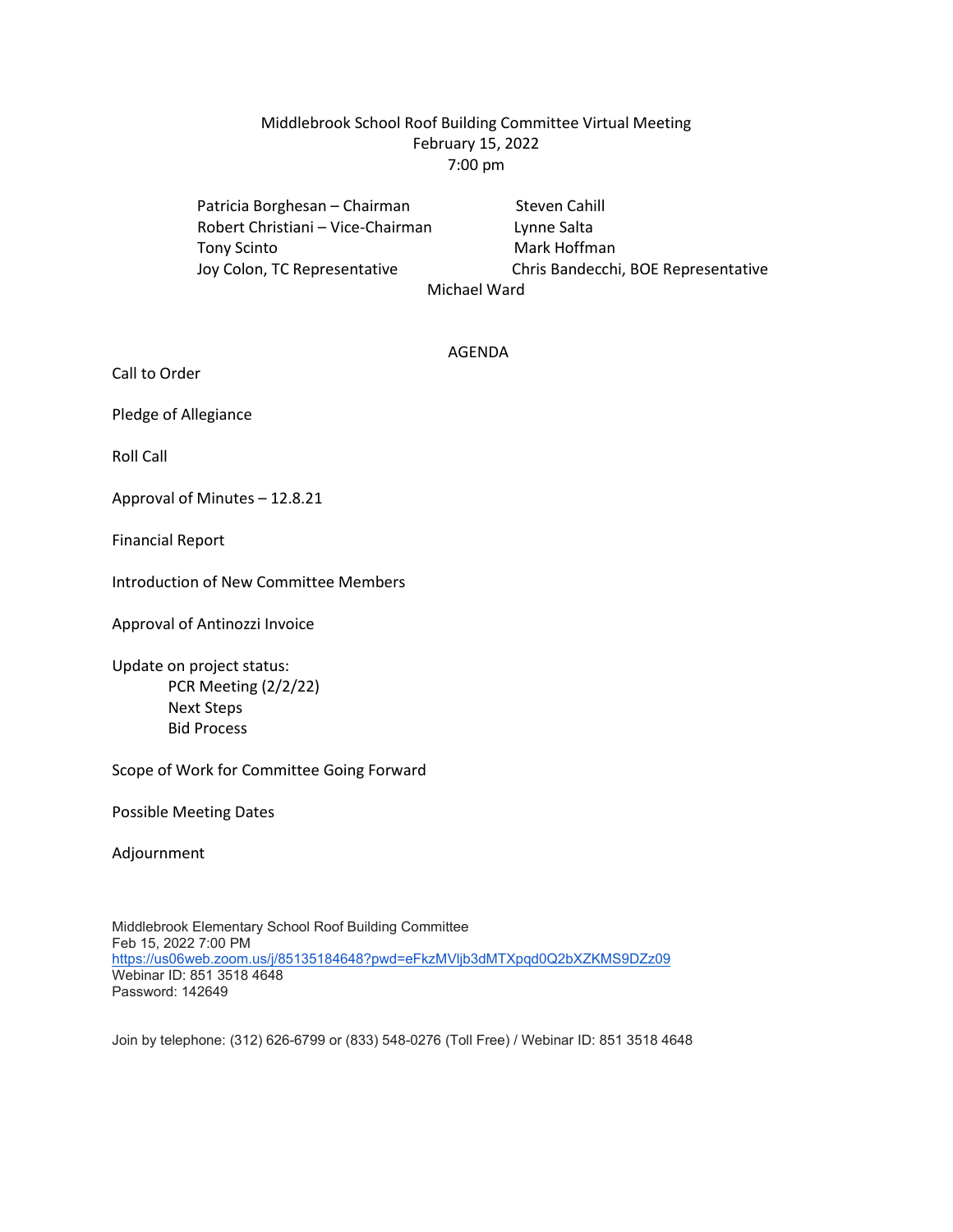# Middlebrook School Roof Building Committee Virtual Meeting

February 15, 2022

7:00 pm

Patricia Borghesan – Chairman
Robert Christiani – Vice-Chairman
Tony Scinto
Joy Colon, TC Representative
Steven Cahill
Lynne Salta
Mark Hoffman
Chris Bandecchi, BOE Representative
Michael Ward

## AGENDA

Call to Order

Pledge of Allegiance

Roll Call

Approval of Minutes – 12.8.21

Financial Report

Introduction of New Committee Members

Approval of Antinozzi Invoice

Update on project status:

- PCR Meeting (2/2/22)
- Next Steps
- Bid Process

Scope of Work for Committee Going Forward

Possible Meeting Dates

Adjournment

Middlebrook Elementary School Roof Building Committee
Feb 15, 2022 7:00 PM
https://us06web.zoom.us/j/85135184648?pwd=eFkzMVljb3dMTXpqd0Q2bXZKMS9DZz09
Webinar ID: 851 3518 4648
Password: 142649

Join by telephone: (312) 626-6799 or (833) 548-0276 (Toll Free) / Webinar ID: 851 3518 4648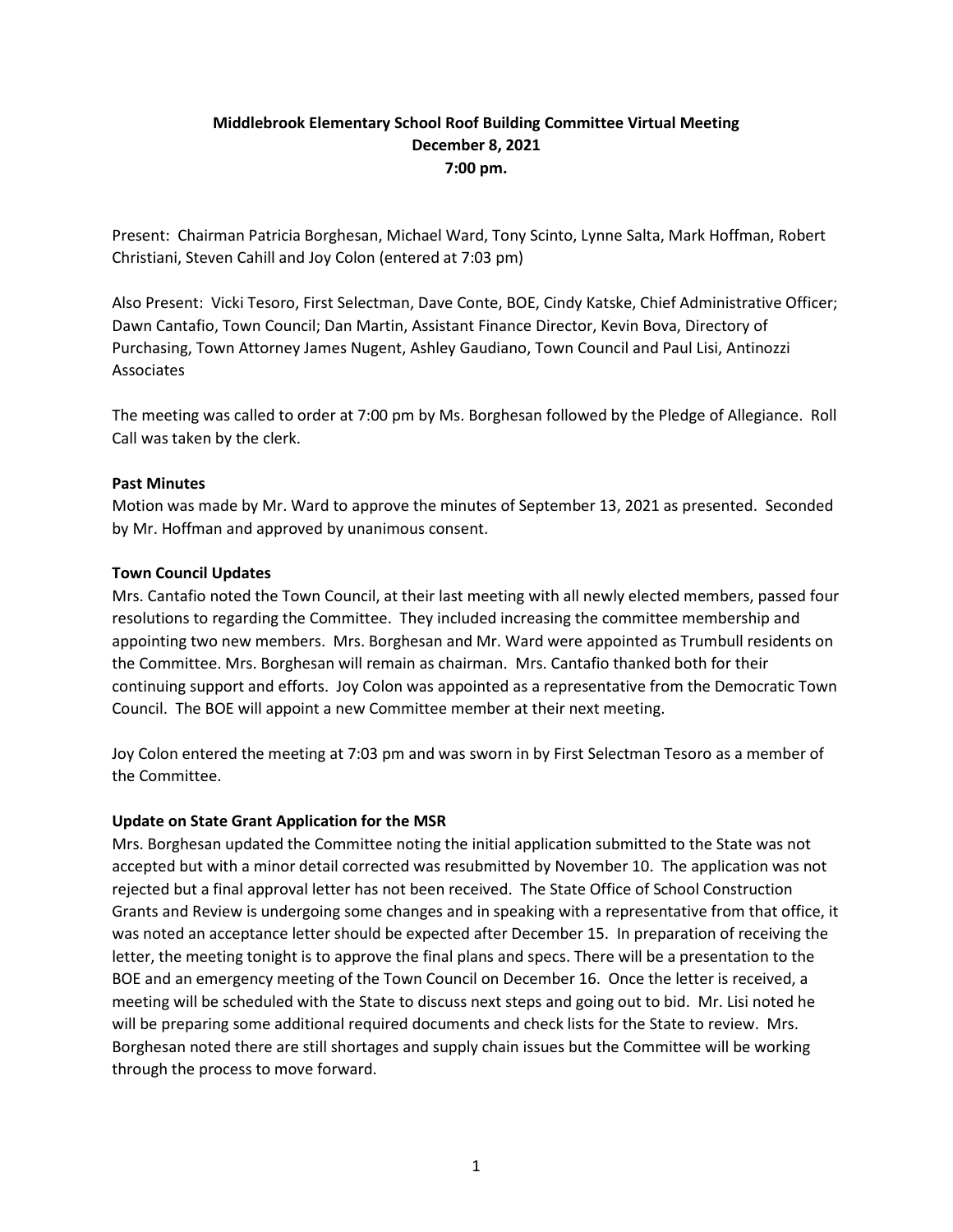**Middlebrook Elementary School Roof Building Committee Virtual Meeting**
**December 8, 2021**
**7:00 pm.**

Present: Chairman Patricia Borghesan, Michael Ward, Tony Scinto, Lynne Salta, Mark Hoffman, Robert Christiani, Steven Cahill and Joy Colon (entered at 7:03 pm)

Also Present: Vicki Tesoro, First Selectman, Dave Conte, BOE, Cindy Katske, Chief Administrative Officer; Dawn Cantafio, Town Council; Dan Martin, Assistant Finance Director, Kevin Bova, Directory of Purchasing, Town Attorney James Nugent, Ashley Gaudiano, Town Council and Paul Lisi, Antinozzi Associates

The meeting was called to order at 7:00 pm by Ms. Borghesan followed by the Pledge of Allegiance. Roll Call was taken by the clerk.

**Past Minutes**

Motion was made by Mr. Ward to approve the minutes of September 13, 2021 as presented. Seconded by Mr. Hoffman and approved by unanimous consent.

**Town Council Updates**

Mrs. Cantafio noted the Town Council, at their last meeting with all newly elected members, passed four resolutions to regarding the Committee. They included increasing the committee membership and appointing two new members. Mrs. Borghesan and Mr. Ward were appointed as Trumbull residents on the Committee. Mrs. Borghesan will remain as chairman. Mrs. Cantafio thanked both for their continuing support and efforts. Joy Colon was appointed as a representative from the Democratic Town Council. The BOE will appoint a new Committee member at their next meeting.

Joy Colon entered the meeting at 7:03 pm and was sworn in by First Selectman Tesoro as a member of the Committee.

**Update on State Grant Application for the MSR**

Mrs. Borghesan updated the Committee noting the initial application submitted to the State was not accepted but with a minor detail corrected was resubmitted by November 10. The application was not rejected but a final approval letter has not been received. The State Office of School Construction Grants and Review is undergoing some changes and in speaking with a representative from that office, it was noted an acceptance letter should be expected after December 15. In preparation of receiving the letter, the meeting tonight is to approve the final plans and specs. There will be a presentation to the BOE and an emergency meeting of the Town Council on December 16. Once the letter is received, a meeting will be scheduled with the State to discuss next steps and going out to bid. Mr. Lisi noted he will be preparing some additional required documents and check lists for the State to review. Mrs. Borghesan noted there are still shortages and supply chain issues but the Committee will be working through the process to move forward.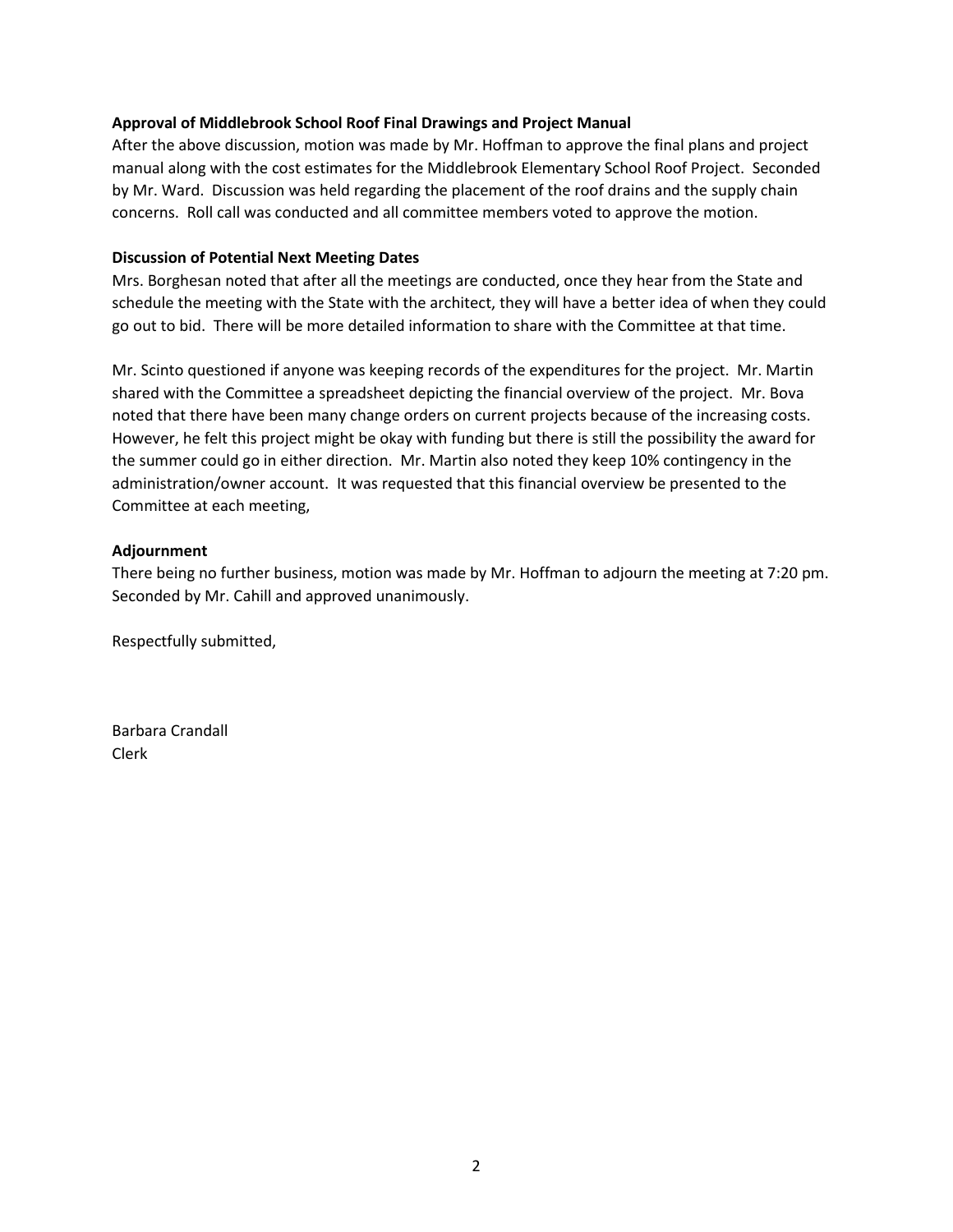**Approval of Middlebrook School Roof Final Drawings and Project Manual**

After the above discussion, motion was made by Mr. Hoffman to approve the final plans and project manual along with the cost estimates for the Middlebrook Elementary School Roof Project. Seconded by Mr. Ward. Discussion was held regarding the placement of the roof drains and the supply chain concerns. Roll call was conducted and all committee members voted to approve the motion.

**Discussion of Potential Next Meeting Dates**

Mrs. Borghesan noted that after all the meetings are conducted, once they hear from the State and schedule the meeting with the State with the architect, they will have a better idea of when they could go out to bid. There will be more detailed information to share with the Committee at that time.

Mr. Scinto questioned if anyone was keeping records of the expenditures for the project. Mr. Martin shared with the Committee a spreadsheet depicting the financial overview of the project. Mr. Bova noted that there have been many change orders on current projects because of the increasing costs. However, he felt this project might be okay with funding but there is still the possibility the award for the summer could go in either direction. Mr. Martin also noted they keep 10% contingency in the administration/owner account. It was requested that this financial overview be presented to the Committee at each meeting,

**Adjournment**

There being no further business, motion was made by Mr. Hoffman to adjourn the meeting at 7:20 pm. Seconded by Mr. Cahill and approved unanimously.

Respectfully submitted,

Barbara Crandall
Clerk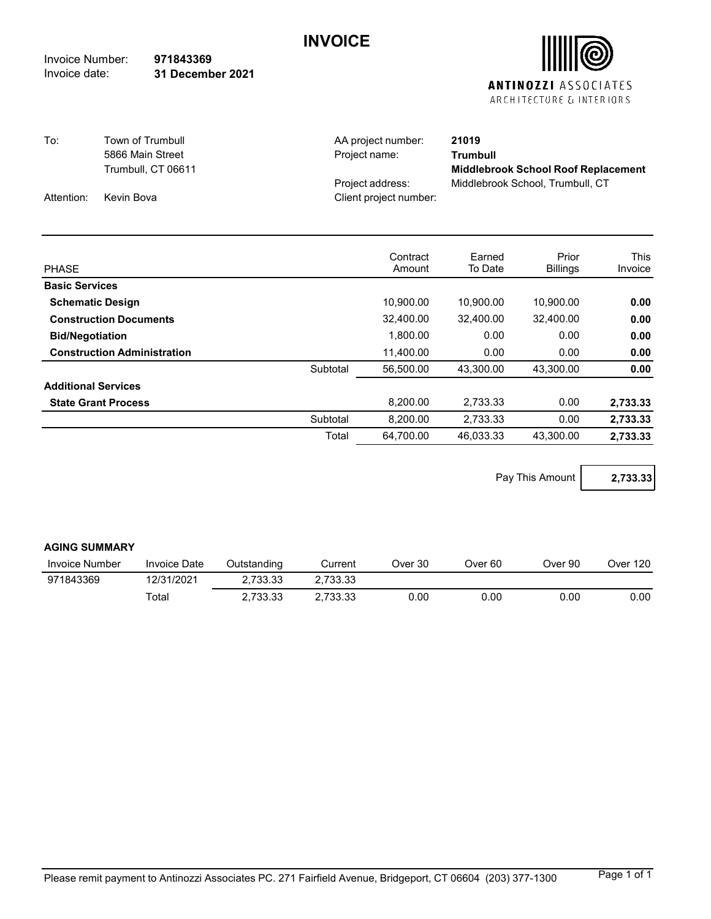# INVOICE

Invoice Number: **971843369**
Invoice date: **31 December 2021**

**ANTINOZZI** ASSOCIATES
ARCHITECTURE & INTERIORS

| | | | |
|---|---|---|---|
| To: | Town of Trumbull<br>5866 Main Street<br>Trumbull, CT 06611 | AA project number: | **21019** |
| | | Project name: | **Trumbull**<br>**Middlebrook School Roof Replacement** |
| | | Project address: | Middlebrook School, Trumbull, CT |
| Attention: | Kevin Bova | Client project number: | |

| PHASE | | Contract Amount | Earned To Date | Prior Billings | This Invoice |
|---|---|---|---|---|---|
| **Basic Services** | | | | | |
| **Schematic Design** | | 10,900.00 | 10,900.00 | 10,900.00 | **0.00** |
| **Construction Documents** | | 32,400.00 | 32,400.00 | 32,400.00 | **0.00** |
| **Bid/Negotiation** | | 1,800.00 | 0.00 | 0.00 | **0.00** |
| **Construction Administration** | | 11,400.00 | 0.00 | 0.00 | **0.00** |
| | Subtotal | 56,500.00 | 43,300.00 | 43,300.00 | **0.00** |
| **Additional Services** | | | | | |
| **State Grant Process** | | 8,200.00 | 2,733.33 | 0.00 | **2,733.33** |
| | Subtotal | 8,200.00 | 2,733.33 | 0.00 | **2,733.33** |
| | Total | 64,700.00 | 46,033.33 | 43,300.00 | **2,733.33** |

Pay This Amount **2,733.33**

**AGING SUMMARY**

| Invoice Number | Invoice Date | Outstanding | Current | Over 30 | Over 60 | Over 90 | Over 120 |
|---|---|---|---|---|---|---|---|
| 971843369 | 12/31/2021 | 2,733.33 | 2,733.33 | | | | |
| | Total | 2,733.33 | 2,733.33 | 0.00 | 0.00 | 0.00 | 0.00 |

Please remit payment to Antinozzi Associates PC. 271 Fairfield Avenue, Bridgeport, CT 06604 (203) 377-1300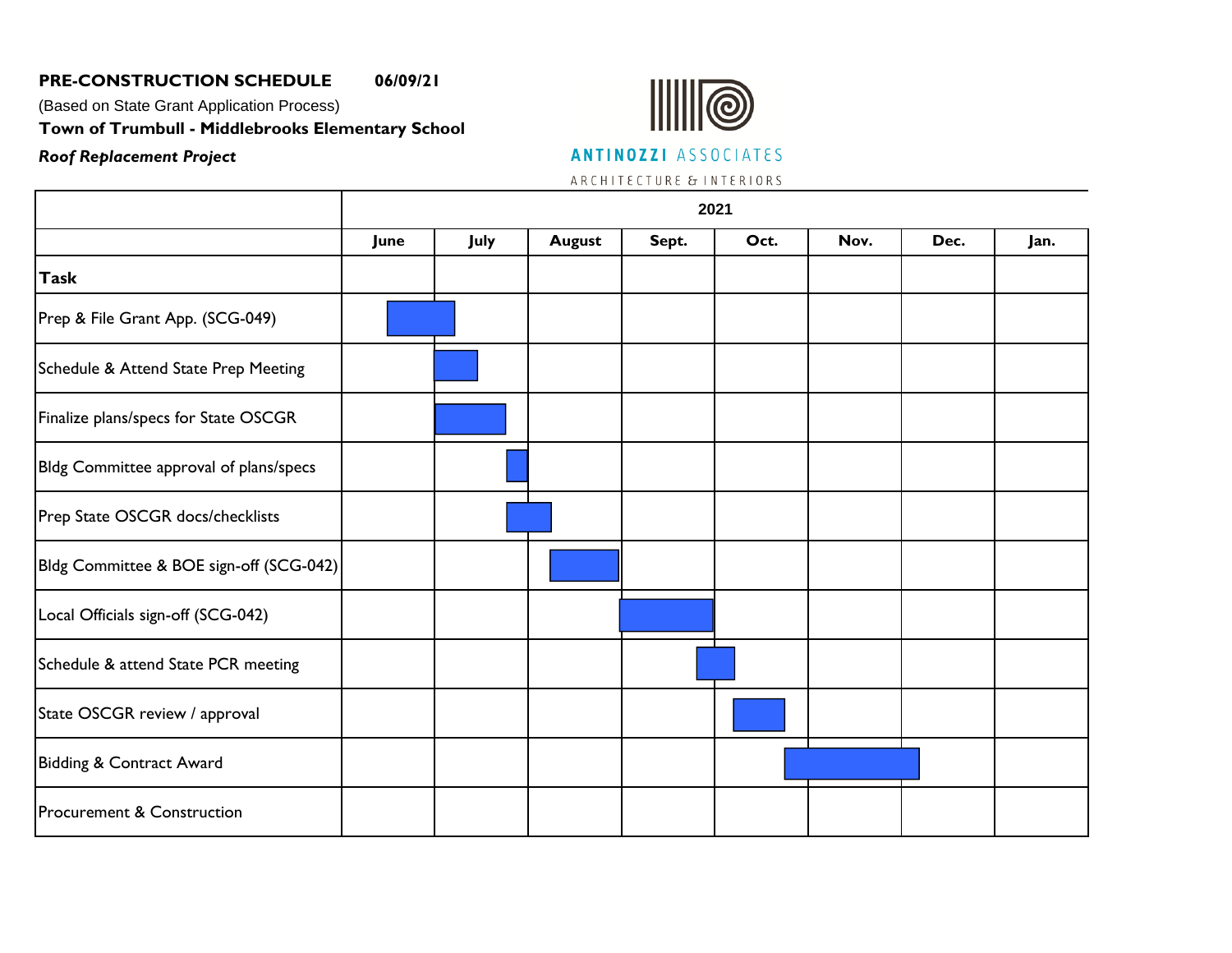**PRE-CONSTRUCTION SCHEDULE** **06/09/21**

(Based on State Grant Application Process)

**Town of Trumbull - Middlebrooks Elementary School**

***Roof Replacement Project***

ANTINOZZI ASSOCIATES
ARCHITECTURE & INTERIORS

| | 2021 | | | | | | | |
|---|---|---|---|---|---|---|---|---|
| | **June** | **July** | **August** | **Sept.** | **Oct.** | **Nov.** | **Dec.** | **Jan.** |
| **Task** | | | | | | | | |
| Prep & File Grant App. (SCG-049) | ■ | ■ | | | | | | |
| Schedule & Attend State Prep Meeting | | ■ | | | | | | |
| Finalize plans/specs for State OSCGR | | ■ | | | | | | |
| Bldg Committee approval of plans/specs | | ■ | | | | | | |
| Prep State OSCGR docs/checklists | | ■ | ■ | | | | | |
| Bldg Committee & BOE sign-off (SCG-042) | | | ■ | | | | | |
| Local Officials sign-off (SCG-042) | | | | ■ | | | | |
| Schedule & attend State PCR meeting | | | | ■ | ■ | | | |
| State OSCGR review / approval | | | | | ■ | | | |
| Bidding & Contract Award | | | | | ■ | ■ | ■ | |
| Procurement & Construction | | | | | | | | |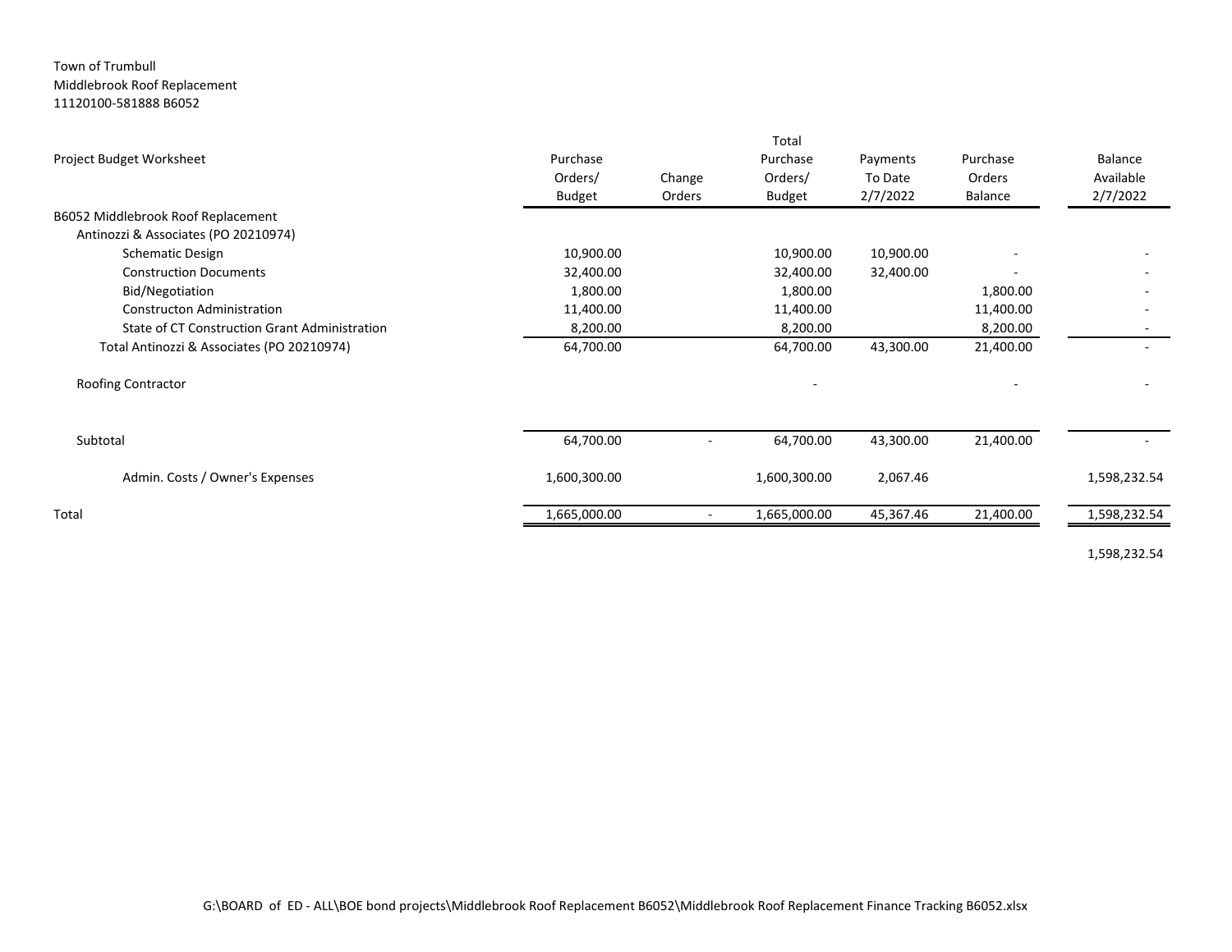Town of Trumbull
Middlebrook Roof Replacement
11120100-581888 B6052

| Project Budget Worksheet | Purchase Orders/ Budget | Change Orders | Total Purchase Orders/ Budget | Payments To Date 2/7/2022 | Purchase Orders Balance | Balance Available 2/7/2022 |
|---|---|---|---|---|---|---|
| B6052 Middlebrook Roof Replacement | | | | | | |
| Antinozzi & Associates (PO 20210974) | | | | | | |
| Schematic Design | 10,900.00 | | 10,900.00 | 10,900.00 | - | - |
| Construction Documents | 32,400.00 | | 32,400.00 | 32,400.00 | - | - |
| Bid/Negotiation | 1,800.00 | | 1,800.00 | | 1,800.00 | - |
| Constructon Administration | 11,400.00 | | 11,400.00 | | 11,400.00 | - |
| State of CT Construction Grant Administration | 8,200.00 | | 8,200.00 | | 8,200.00 | - |
| Total Antinozzi & Associates (PO 20210974) | 64,700.00 | | 64,700.00 | 43,300.00 | 21,400.00 | - |
| Roofing Contractor | | | - | | - | - |
| Subtotal | 64,700.00 | - | 64,700.00 | 43,300.00 | 21,400.00 | - |
| Admin. Costs / Owner's Expenses | 1,600,300.00 | | 1,600,300.00 | 2,067.46 | | 1,598,232.54 |
| Total | 1,665,000.00 | - | 1,665,000.00 | 45,367.46 | 21,400.00 | 1,598,232.54 |
| | | | | | | 1,598,232.54 |

G:\BOARD of ED - ALL\BOE bond projects\Middlebrook Roof Replacement B6052\Middlebrook Roof Replacement Finance Tracking B6052.xlsx